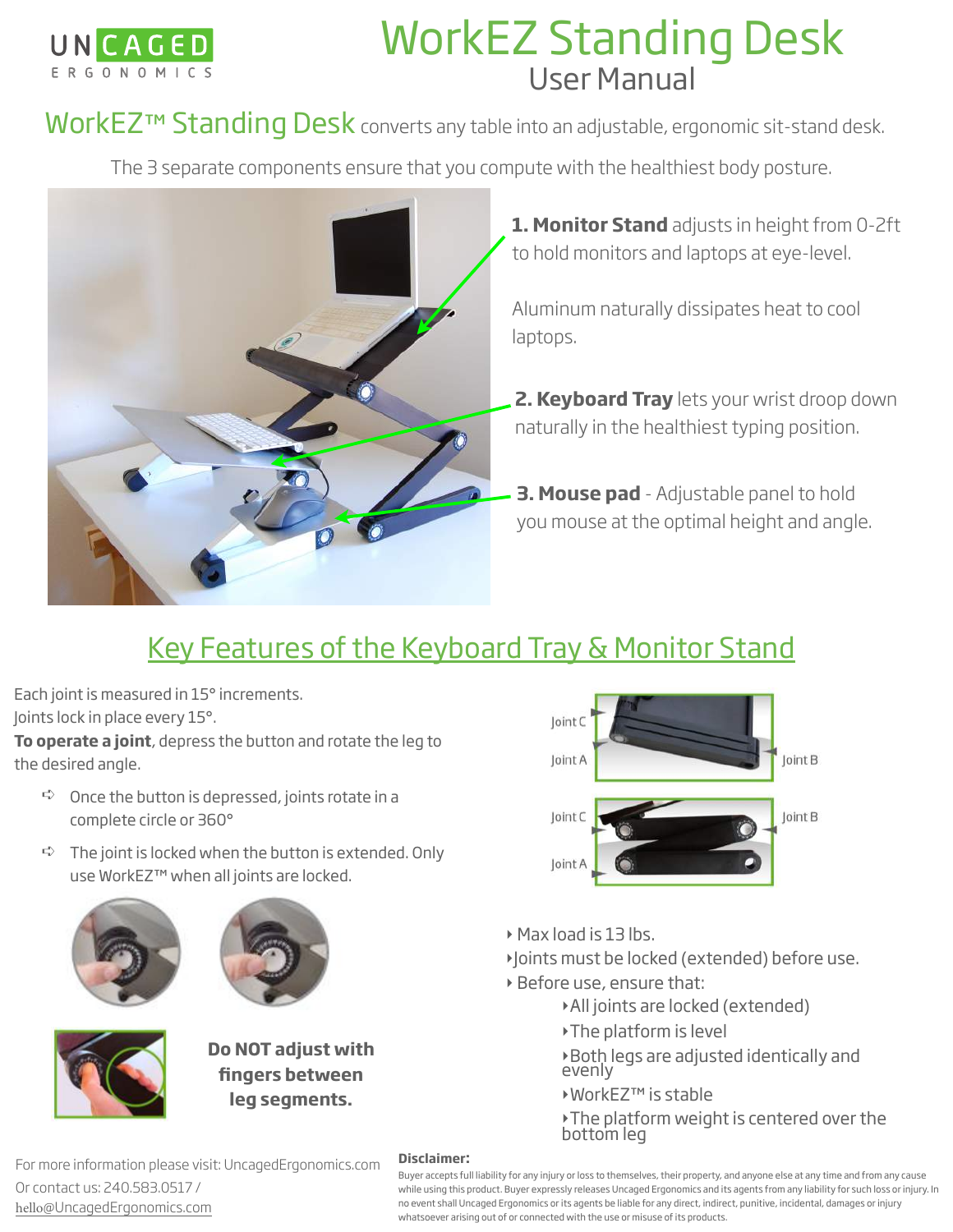UNCAGED
ERGONOMICS

# WorkEZ Standing Desk

## User Manual

**WorkEZ™ Standing Desk** converts any table into an adjustable, ergonomic sit-stand desk.

The 3 separate components ensure that you compute with the healthiest body posture.

**1. Monitor Stand** adjusts in height from 0-2ft to hold monitors and laptops at eye-level.

Aluminum naturally dissipates heat to cool laptops.

**2. Keyboard Tray** lets your wrist droop down naturally in the healthiest typing position.

**3. Mouse pad** - Adjustable panel to hold you mouse at the optimal height and angle.

## Key Features of the Keyboard Tray & Monitor Stand

Each joint is measured in 15° increments.
Joints lock in place every 15°.
**To operate a joint**, depress the button and rotate the leg to the desired angle.

- Once the button is depressed, joints rotate in a complete circle or 360°
- The joint is locked when the button is extended. Only use WorkEZ™ when all joints are locked.

Joint C
Joint A
Joint B

Joint C
Joint B
Joint A

**Do NOT adjust with fingers between leg segments.**

- Max load is 13 lbs.
- Joints must be locked (extended) before use.
- Before use, ensure that:
  - All joints are locked (extended)
  - The platform is level
  - Both legs are adjusted identically and evenly
  - WorkEZ™ is stable
  - The platform weight is centered over the bottom leg

For more information please visit: UncagedErgonomics.com
Or contact us: 240.583.0517 /
hello@UncagedErgonomics.com

**Disclaimer:**
Buyer accepts full liability for any injury or loss to themselves, their property, and anyone else at any time and from any cause while using this product. Buyer expressly releases Uncaged Ergonomics and its agents from any liability for such loss or injury. In no event shall Uncaged Ergonomics or its agents be liable for any direct, indirect, punitive, incidental, damages or injury whatsoever arising out of or connected with the use or misuse of its products.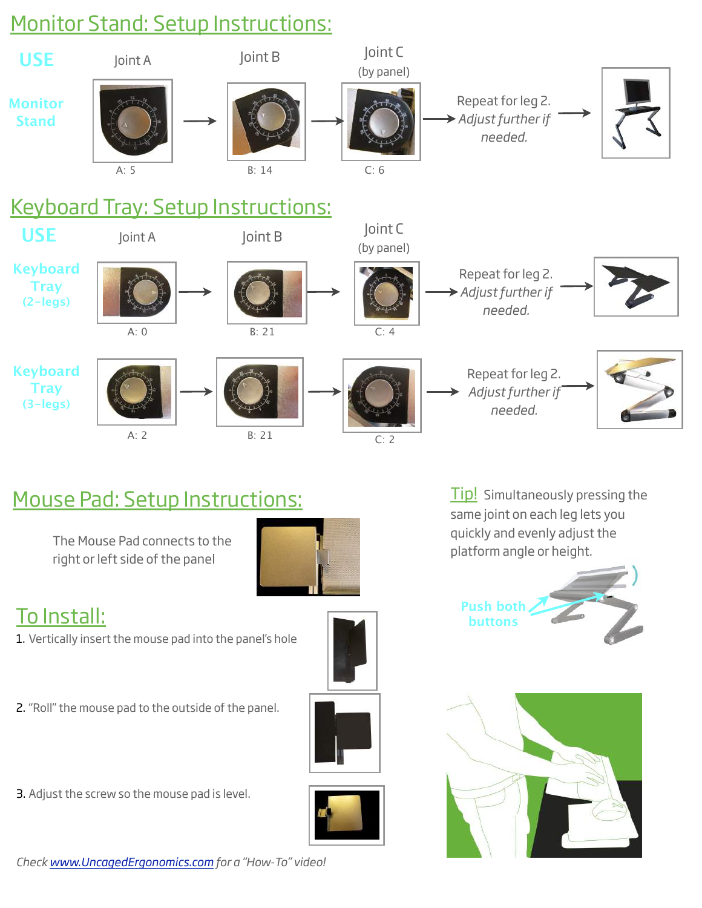## Monitor Stand: Setup Instructions:

**USE** — Monitor Stand

Joint A → Joint B → Joint C (by panel) → Repeat for leg 2. *Adjust further if needed.*

A: 5

B: 14

C: 6

## Keyboard Tray: Setup Instructions:

**USE** — Keyboard Tray (2-legs)

Joint A → Joint B → Joint C (by panel) → Repeat for leg 2. *Adjust further if needed.*

A: 0

B: 21

C: 4

**Keyboard Tray (3-legs)**

Repeat for leg 2. *Adjust further if needed.*

A: 2

B: 21

C: 2

## Mouse Pad: Setup Instructions:

The Mouse Pad connects to the right or left side of the panel

## To Install:

1. Vertically insert the mouse pad into the panel's hole
2. "Roll" the mouse pad to the outside of the panel.
3. Adjust the screw so the mouse pad is level.

*Check www.UncagedErgonomics.com for a "How-To" video!*

Tip! Simultaneously pressing the same joint on each leg lets you quickly and evenly adjust the platform angle or height.

Push both buttons